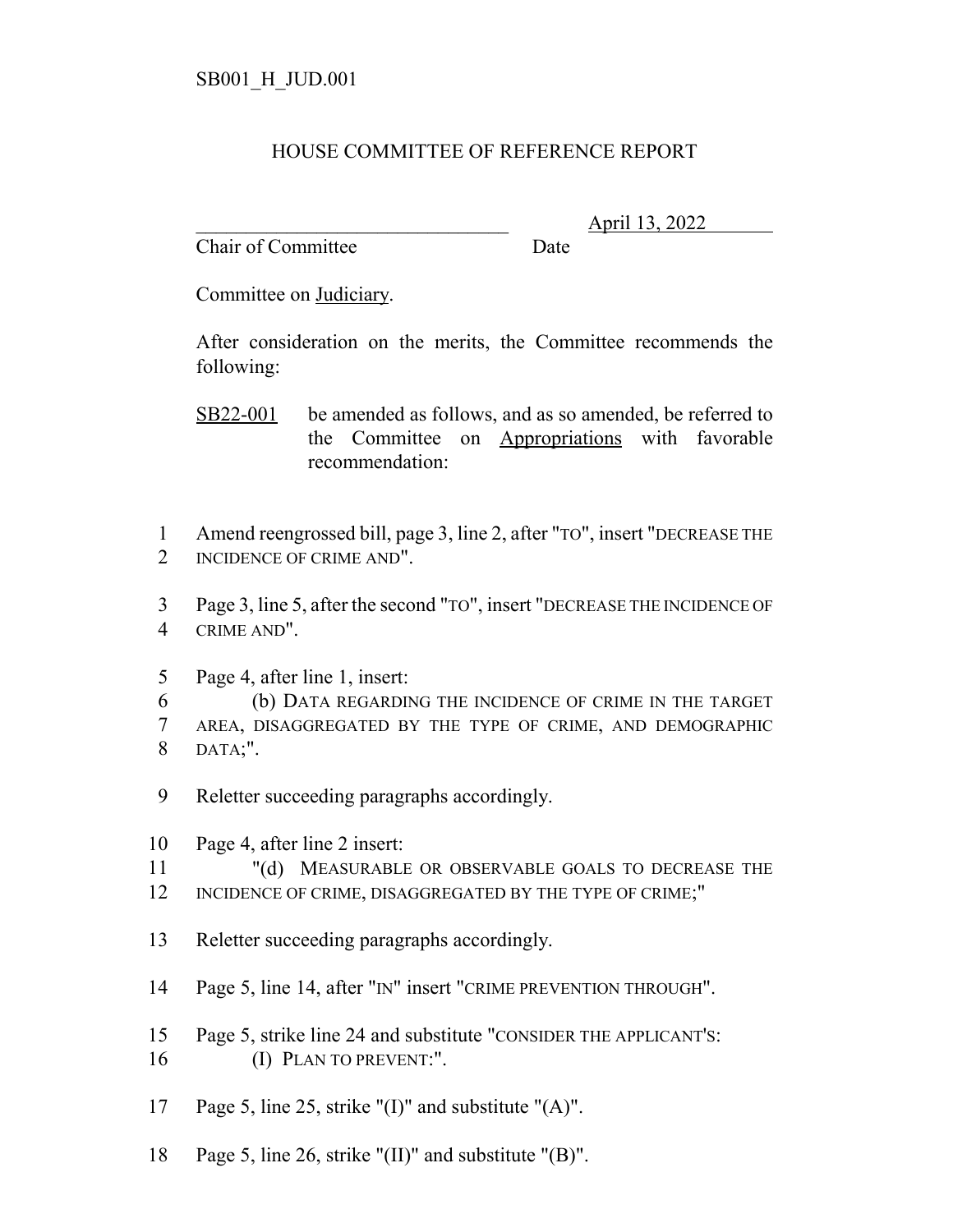SB001_H_JUD.001

# HOUSE COMMITTEE OF REFERENCE REPORT

_______________________________ April 13, 2022
Chair of Committee Date

Committee on Judiciary.

After consideration on the merits, the Committee recommends the following:

SB22-001 be amended as follows, and as so amended, be referred to the Committee on Appropriations with favorable recommendation:

1 Amend reengrossed bill, page 3, line 2, after "TO", insert "DECREASE THE
2 INCIDENCE OF CRIME AND".

3 Page 3, line 5, after the second "TO", insert "DECREASE THE INCIDENCE OF
4 CRIME AND".

5 Page 4, after line 1, insert:
6 (b) DATA REGARDING THE INCIDENCE OF CRIME IN THE TARGET
7 AREA, DISAGGREGATED BY THE TYPE OF CRIME, AND DEMOGRAPHIC
8 DATA;".

9 Reletter succeeding paragraphs accordingly.

10 Page 4, after line 2 insert:
11 "(d) MEASURABLE OR OBSERVABLE GOALS TO DECREASE THE
12 INCIDENCE OF CRIME, DISAGGREGATED BY THE TYPE OF CRIME;"

13 Reletter succeeding paragraphs accordingly.

14 Page 5, line 14, after "IN" insert "CRIME PREVENTION THROUGH".

15 Page 5, strike line 24 and substitute "CONSIDER THE APPLICANT'S:
16 (I) PLAN TO PREVENT:".

17 Page 5, line 25, strike "(I)" and substitute "(A)".

18 Page 5, line 26, strike "(II)" and substitute "(B)".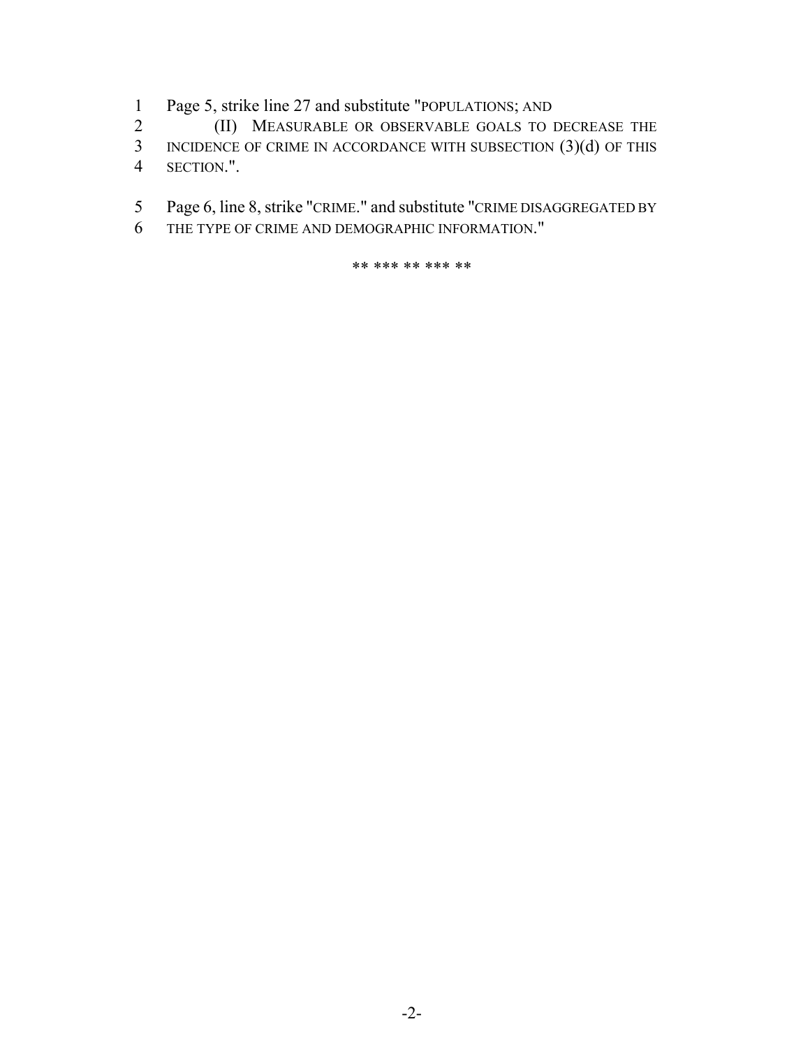1 Page 5, strike line 27 and substitute "POPULATIONS; AND

2 (II) MEASURABLE OR OBSERVABLE GOALS TO DECREASE THE
3 INCIDENCE OF CRIME IN ACCORDANCE WITH SUBSECTION (3)(d) OF THIS
4 SECTION.".

5 Page 6, line 8, strike "CRIME." and substitute "CRIME DISAGGREGATED BY
6 THE TYPE OF CRIME AND DEMOGRAPHIC INFORMATION."

** *** ** *** **